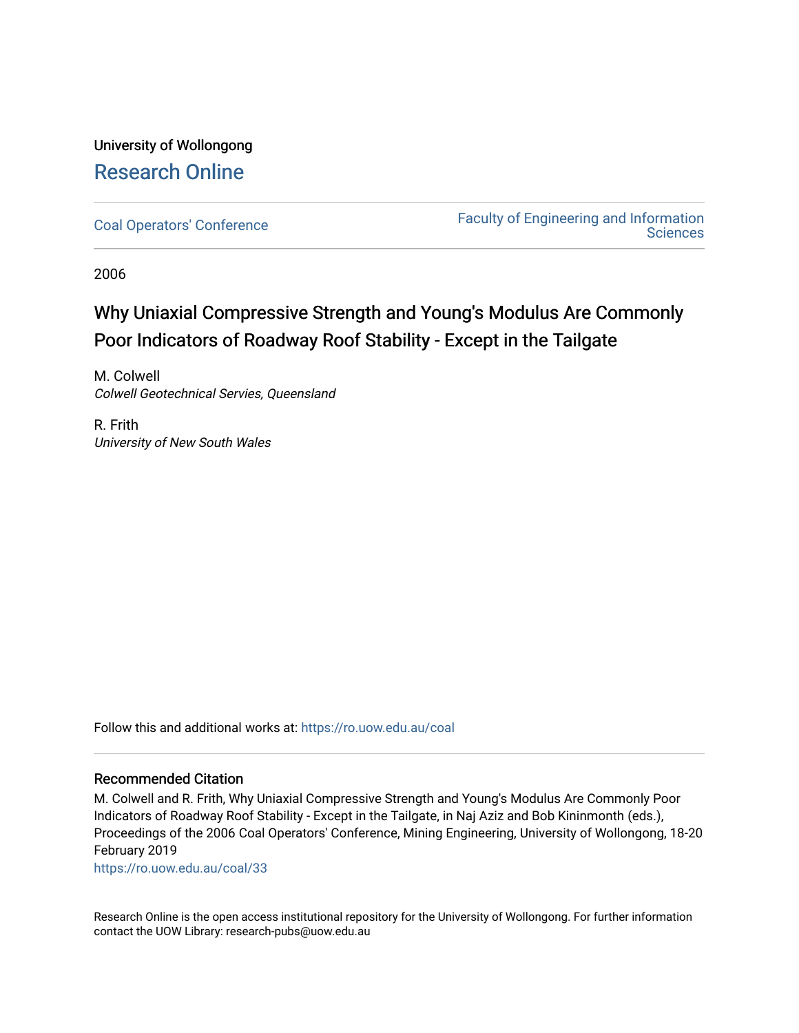University of Wollongong

# Research Online

Coal Operators' Conference

Faculty of Engineering and Information Sciences

2006

# Why Uniaxial Compressive Strength and Young's Modulus Are Commonly Poor Indicators of Roadway Roof Stability - Except in the Tailgate

M. Colwell
*Colwell Geotechnical Servies, Queensland*

R. Frith
*University of New South Wales*

Follow this and additional works at: https://ro.uow.edu.au/coal

## Recommended Citation

M. Colwell and R. Frith, Why Uniaxial Compressive Strength and Young's Modulus Are Commonly Poor Indicators of Roadway Roof Stability - Except in the Tailgate, in Naj Aziz and Bob Kininmonth (eds.), Proceedings of the 2006 Coal Operators' Conference, Mining Engineering, University of Wollongong, 18-20 February 2019

https://ro.uow.edu.au/coal/33

Research Online is the open access institutional repository for the University of Wollongong. For further information contact the UOW Library: research-pubs@uow.edu.au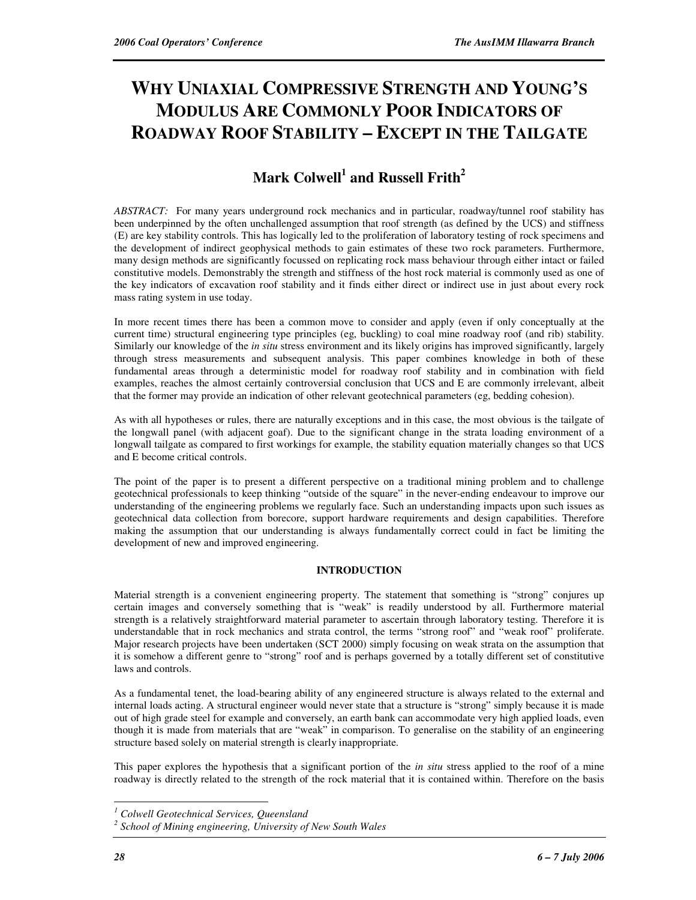# WHY UNIAXIAL COMPRESSIVE STRENGTH AND YOUNG'S MODULUS ARE COMMONLY POOR INDICATORS OF ROADWAY ROOF STABILITY – EXCEPT IN THE TAILGATE

## Mark Colwell[1] and Russell Frith[2]

*ABSTRACT:* For many years underground rock mechanics and in particular, roadway/tunnel roof stability has been underpinned by the often unchallenged assumption that roof strength (as defined by the UCS) and stiffness (E) are key stability controls. This has logically led to the proliferation of laboratory testing of rock specimens and the development of indirect geophysical methods to gain estimates of these two rock parameters. Furthermore, many design methods are significantly focussed on replicating rock mass behaviour through either intact or failed constitutive models. Demonstrably the strength and stiffness of the host rock material is commonly used as one of the key indicators of excavation roof stability and it finds either direct or indirect use in just about every rock mass rating system in use today.

In more recent times there has been a common move to consider and apply (even if only conceptually at the current time) structural engineering type principles (eg, buckling) to coal mine roadway roof (and rib) stability. Similarly our knowledge of the *in situ* stress environment and its likely origins has improved significantly, largely through stress measurements and subsequent analysis. This paper combines knowledge in both of these fundamental areas through a deterministic model for roadway roof stability and in combination with field examples, reaches the almost certainly controversial conclusion that UCS and E are commonly irrelevant, albeit that the former may provide an indication of other relevant geotechnical parameters (eg, bedding cohesion).

As with all hypotheses or rules, there are naturally exceptions and in this case, the most obvious is the tailgate of the longwall panel (with adjacent goaf). Due to the significant change in the strata loading environment of a longwall tailgate as compared to first workings for example, the stability equation materially changes so that UCS and E become critical controls.

The point of the paper is to present a different perspective on a traditional mining problem and to challenge geotechnical professionals to keep thinking "outside of the square" in the never-ending endeavour to improve our understanding of the engineering problems we regularly face. Such an understanding impacts upon such issues as geotechnical data collection from borecore, support hardware requirements and design capabilities. Therefore making the assumption that our understanding is always fundamentally correct could in fact be limiting the development of new and improved engineering.

### INTRODUCTION

Material strength is a convenient engineering property. The statement that something is "strong" conjures up certain images and conversely something that is "weak" is readily understood by all. Furthermore material strength is a relatively straightforward material parameter to ascertain through laboratory testing. Therefore it is understandable that in rock mechanics and strata control, the terms "strong roof" and "weak roof" proliferate. Major research projects have been undertaken (SCT 2000) simply focusing on weak strata on the assumption that it is somehow a different genre to "strong" roof and is perhaps governed by a totally different set of constitutive laws and controls.

As a fundamental tenet, the load-bearing ability of any engineered structure is always related to the external and internal loads acting. A structural engineer would never state that a structure is "strong" simply because it is made out of high grade steel for example and conversely, an earth bank can accommodate very high applied loads, even though it is made from materials that are "weak" in comparison. To generalise on the stability of an engineering structure based solely on material strength is clearly inappropriate.

This paper explores the hypothesis that a significant portion of the *in situ* stress applied to the roof of a mine roadway is directly related to the strength of the rock material that it is contained within. Therefore on the basis

[1] *Colwell Geotechnical Services, Queensland*

[2] *School of Mining engineering, University of New South Wales*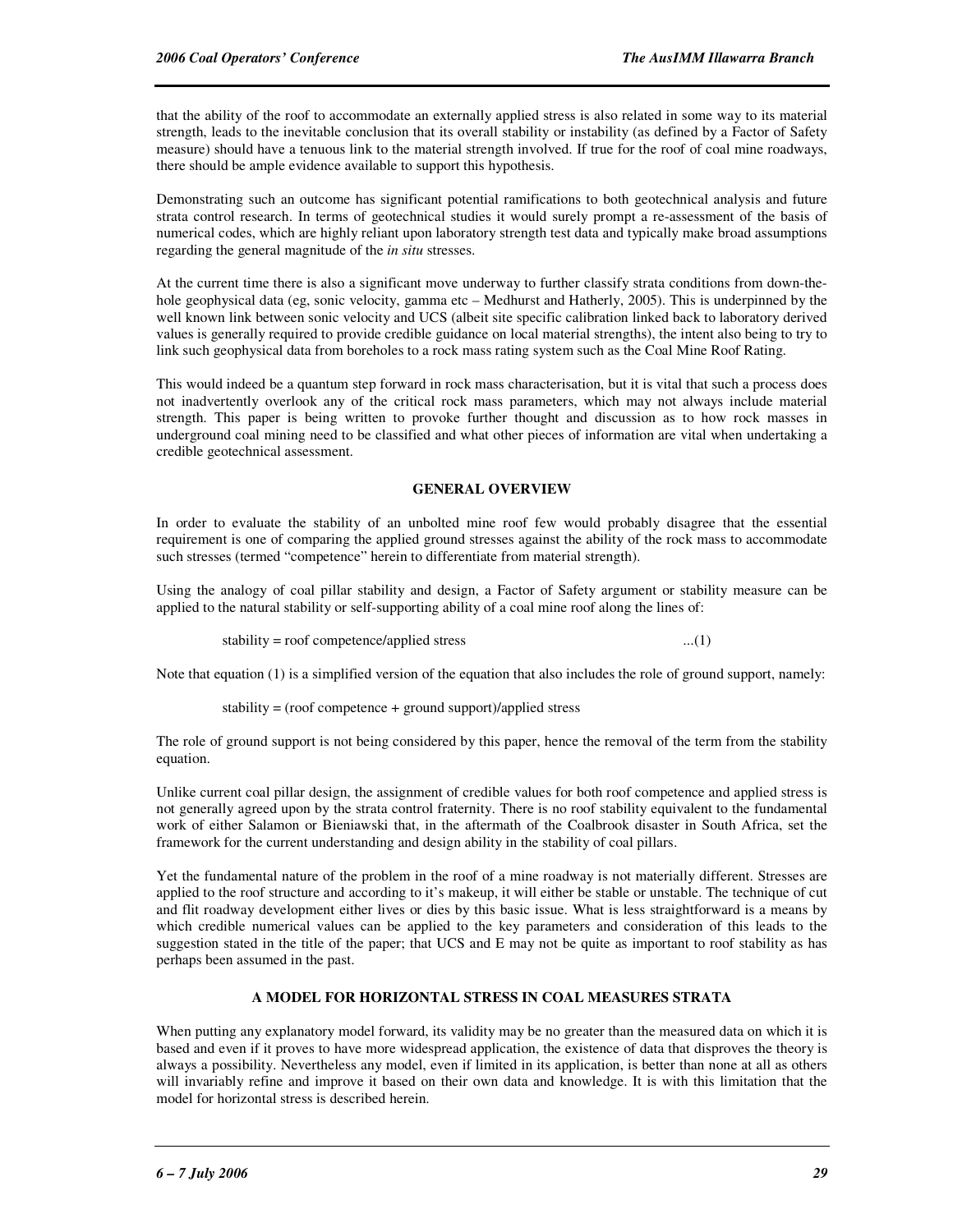that the ability of the roof to accommodate an externally applied stress is also related in some way to its material strength, leads to the inevitable conclusion that its overall stability or instability (as defined by a Factor of Safety measure) should have a tenuous link to the material strength involved. If true for the roof of coal mine roadways, there should be ample evidence available to support this hypothesis.

Demonstrating such an outcome has significant potential ramifications to both geotechnical analysis and future strata control research. In terms of geotechnical studies it would surely prompt a re-assessment of the basis of numerical codes, which are highly reliant upon laboratory strength test data and typically make broad assumptions regarding the general magnitude of the *in situ* stresses.

At the current time there is also a significant move underway to further classify strata conditions from down-the-hole geophysical data (eg, sonic velocity, gamma etc – Medhurst and Hatherly, 2005). This is underpinned by the well known link between sonic velocity and UCS (albeit site specific calibration linked back to laboratory derived values is generally required to provide credible guidance on local material strengths), the intent also being to try to link such geophysical data from boreholes to a rock mass rating system such as the Coal Mine Roof Rating.

This would indeed be a quantum step forward in rock mass characterisation, but it is vital that such a process does not inadvertently overlook any of the critical rock mass parameters, which may not always include material strength. This paper is being written to provoke further thought and discussion as to how rock masses in underground coal mining need to be classified and what other pieces of information are vital when undertaking a credible geotechnical assessment.

## GENERAL OVERVIEW

In order to evaluate the stability of an unbolted mine roof few would probably disagree that the essential requirement is one of comparing the applied ground stresses against the ability of the rock mass to accommodate such stresses (termed "competence" herein to differentiate from material strength).

Using the analogy of coal pillar stability and design, a Factor of Safety argument or stability measure can be applied to the natural stability or self-supporting ability of a coal mine roof along the lines of:

stability = roof competence/applied stress ...(1)

Note that equation (1) is a simplified version of the equation that also includes the role of ground support, namely:

stability = (roof competence + ground support)/applied stress

The role of ground support is not being considered by this paper, hence the removal of the term from the stability equation.

Unlike current coal pillar design, the assignment of credible values for both roof competence and applied stress is not generally agreed upon by the strata control fraternity. There is no roof stability equivalent to the fundamental work of either Salamon or Bieniawski that, in the aftermath of the Coalbrook disaster in South Africa, set the framework for the current understanding and design ability in the stability of coal pillars.

Yet the fundamental nature of the problem in the roof of a mine roadway is not materially different. Stresses are applied to the roof structure and according to it's makeup, it will either be stable or unstable. The technique of cut and flit roadway development either lives or dies by this basic issue. What is less straightforward is a means by which credible numerical values can be applied to the key parameters and consideration of this leads to the suggestion stated in the title of the paper; that UCS and E may not be quite as important to roof stability as has perhaps been assumed in the past.

## A MODEL FOR HORIZONTAL STRESS IN COAL MEASURES STRATA

When putting any explanatory model forward, its validity may be no greater than the measured data on which it is based and even if it proves to have more widespread application, the existence of data that disproves the theory is always a possibility. Nevertheless any model, even if limited in its application, is better than none at all as others will invariably refine and improve it based on their own data and knowledge. It is with this limitation that the model for horizontal stress is described herein.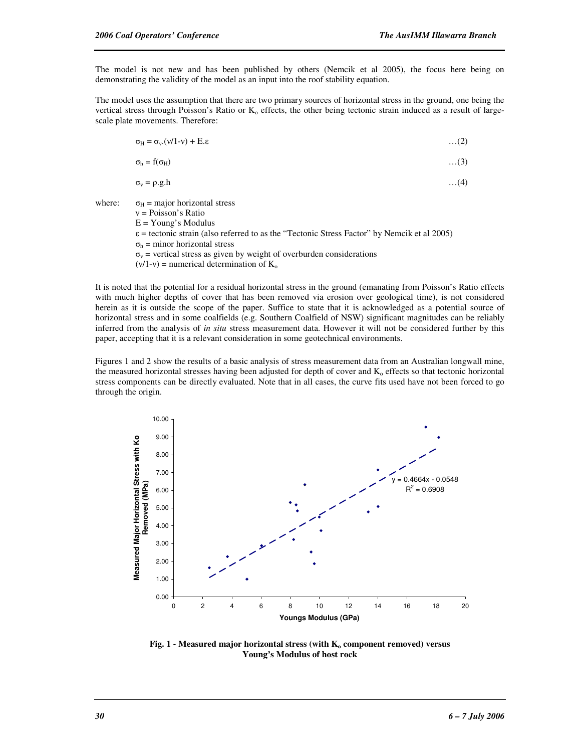The model is not new and has been published by others (Nemcik et al 2005), the focus here being on demonstrating the validity of the model as an input into the roof stability equation.

The model uses the assumption that there are two primary sources of horizontal stress in the ground, one being the vertical stress through Poisson's Ratio or $K_o$ effects, the other being tectonic strain induced as a result of large-scale plate movements. Therefore:

$$\sigma_H = \sigma_v.(\nu/1\text{-}\nu) + E.\varepsilon \quad \ldots(2)$$

$$\sigma_h = f(\sigma_H) \quad \ldots(3)$$

$$\sigma_v = \rho.g.h \quad \ldots(4)$$

where:
- $\sigma_H$ = major horizontal stress
- $\nu$ = Poisson's Ratio
- $E$ = Young's Modulus
- $\varepsilon$ = tectonic strain (also referred to as the "Tectonic Stress Factor" by Nemcik et al 2005)
- $\sigma_h$ = minor horizontal stress
- $\sigma_v$ = vertical stress as given by weight of overburden considerations
- $(\nu/1\text{-}\nu)$ = numerical determination of $K_o$

It is noted that the potential for a residual horizontal stress in the ground (emanating from Poisson's Ratio effects with much higher depths of cover that has been removed via erosion over geological time), is not considered herein as it is outside the scope of the paper. Suffice to state that it is acknowledged as a potential source of horizontal stress and in some coalfields (e.g. Southern Coalfield of NSW) significant magnitudes can be reliably inferred from the analysis of *in situ* stress measurement data. However it will not be considered further by this paper, accepting that it is a relevant consideration in some geotechnical environments.

Figures 1 and 2 show the results of a basic analysis of stress measurement data from an Australian longwall mine, the measured horizontal stresses having been adjusted for depth of cover and $K_o$ effects so that tectonic horizontal stress components can be directly evaluated. Note that in all cases, the curve fits used have not been forced to go through the origin.

**Fig. 1 - Measured major horizontal stress (with $K_o$ component removed) versus Young's Modulus of host rock**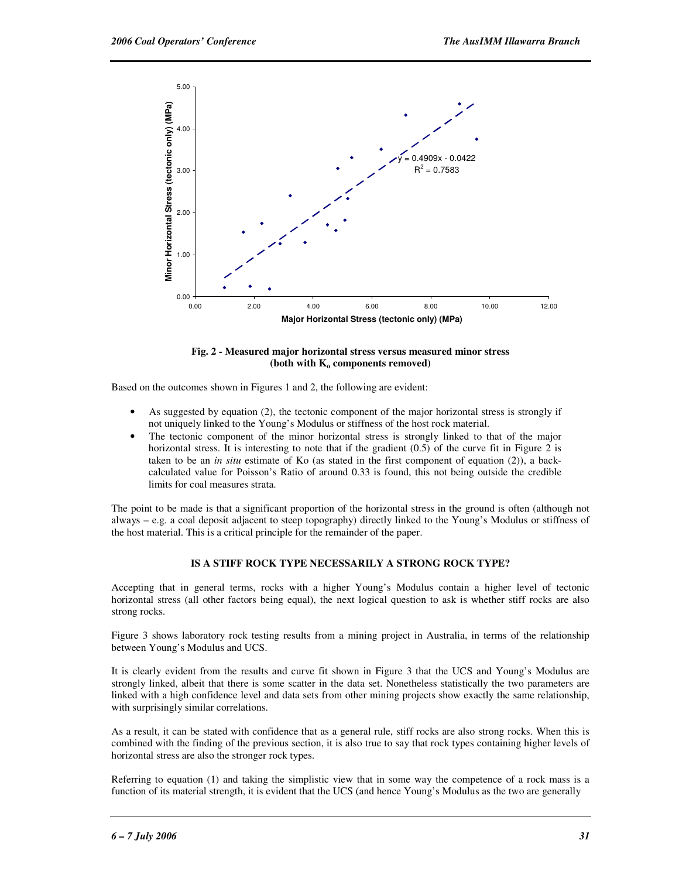**Fig. 2 - Measured major horizontal stress versus measured minor stress (both with $K_o$ components removed)**

Based on the outcomes shown in Figures 1 and 2, the following are evident:

- As suggested by equation (2), the tectonic component of the major horizontal stress is strongly if not uniquely linked to the Young's Modulus or stiffness of the host rock material.
- The tectonic component of the minor horizontal stress is strongly linked to that of the major horizontal stress. It is interesting to note that if the gradient (0.5) of the curve fit in Figure 2 is taken to be an *in situ* estimate of Ko (as stated in the first component of equation (2)), a back-calculated value for Poisson's Ratio of around 0.33 is found, this not being outside the credible limits for coal measures strata.

The point to be made is that a significant proportion of the horizontal stress in the ground is often (although not always – e.g. a coal deposit adjacent to steep topography) directly linked to the Young's Modulus or stiffness of the host material. This is a critical principle for the remainder of the paper.

## IS A STIFF ROCK TYPE NECESSARILY A STRONG ROCK TYPE?

Accepting that in general terms, rocks with a higher Young's Modulus contain a higher level of tectonic horizontal stress (all other factors being equal), the next logical question to ask is whether stiff rocks are also strong rocks.

Figure 3 shows laboratory rock testing results from a mining project in Australia, in terms of the relationship between Young's Modulus and UCS.

It is clearly evident from the results and curve fit shown in Figure 3 that the UCS and Young's Modulus are strongly linked, albeit that there is some scatter in the data set. Nonetheless statistically the two parameters are linked with a high confidence level and data sets from other mining projects show exactly the same relationship, with surprisingly similar correlations.

As a result, it can be stated with confidence that as a general rule, stiff rocks are also strong rocks. When this is combined with the finding of the previous section, it is also true to say that rock types containing higher levels of horizontal stress are also the stronger rock types.

Referring to equation (1) and taking the simplistic view that in some way the competence of a rock mass is a function of its material strength, it is evident that the UCS (and hence Young's Modulus as the two are generally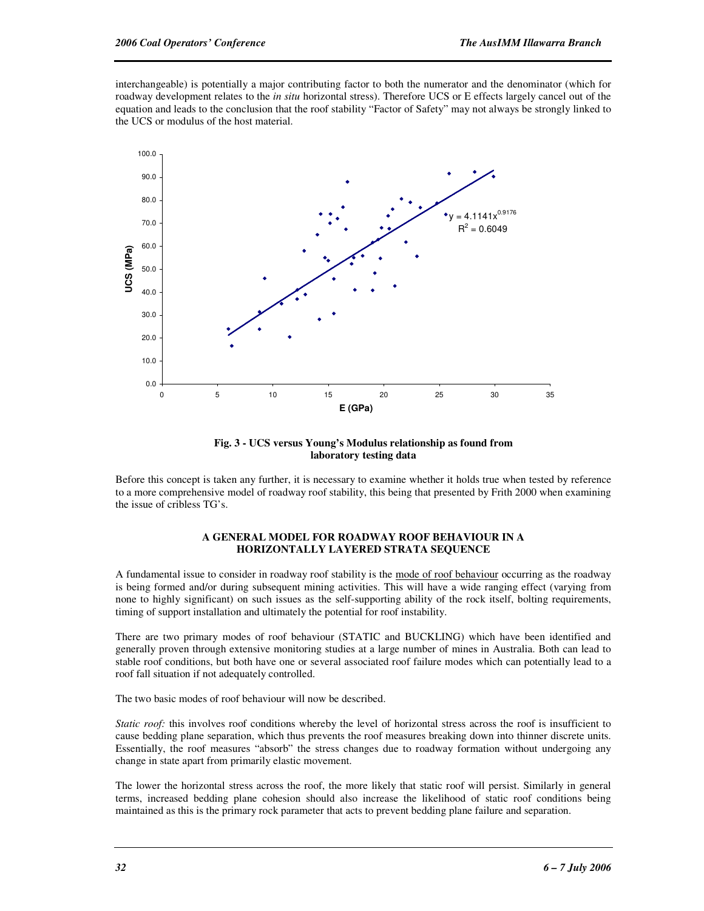interchangeable) is potentially a major contributing factor to both the numerator and the denominator (which for roadway development relates to the *in situ* horizontal stress). Therefore UCS or E effects largely cancel out of the equation and leads to the conclusion that the roof stability "Factor of Safety" may not always be strongly linked to the UCS or modulus of the host material.

**Fig. 3 - UCS versus Young's Modulus relationship as found from laboratory testing data**

Before this concept is taken any further, it is necessary to examine whether it holds true when tested by reference to a more comprehensive model of roadway roof stability, this being that presented by Frith 2000 when examining the issue of cribless TG's.

## A GENERAL MODEL FOR ROADWAY ROOF BEHAVIOUR IN A HORIZONTALLY LAYERED STRATA SEQUENCE

A fundamental issue to consider in roadway roof stability is the mode of roof behaviour occurring as the roadway is being formed and/or during subsequent mining activities. This will have a wide ranging effect (varying from none to highly significant) on such issues as the self-supporting ability of the rock itself, bolting requirements, timing of support installation and ultimately the potential for roof instability.

There are two primary modes of roof behaviour (STATIC and BUCKLING) which have been identified and generally proven through extensive monitoring studies at a large number of mines in Australia. Both can lead to stable roof conditions, but both have one or several associated roof failure modes which can potentially lead to a roof fall situation if not adequately controlled.

The two basic modes of roof behaviour will now be described.

*Static roof:* this involves roof conditions whereby the level of horizontal stress across the roof is insufficient to cause bedding plane separation, which thus prevents the roof measures breaking down into thinner discrete units. Essentially, the roof measures "absorb" the stress changes due to roadway formation without undergoing any change in state apart from primarily elastic movement.

The lower the horizontal stress across the roof, the more likely that static roof will persist. Similarly in general terms, increased bedding plane cohesion should also increase the likelihood of static roof conditions being maintained as this is the primary rock parameter that acts to prevent bedding plane failure and separation.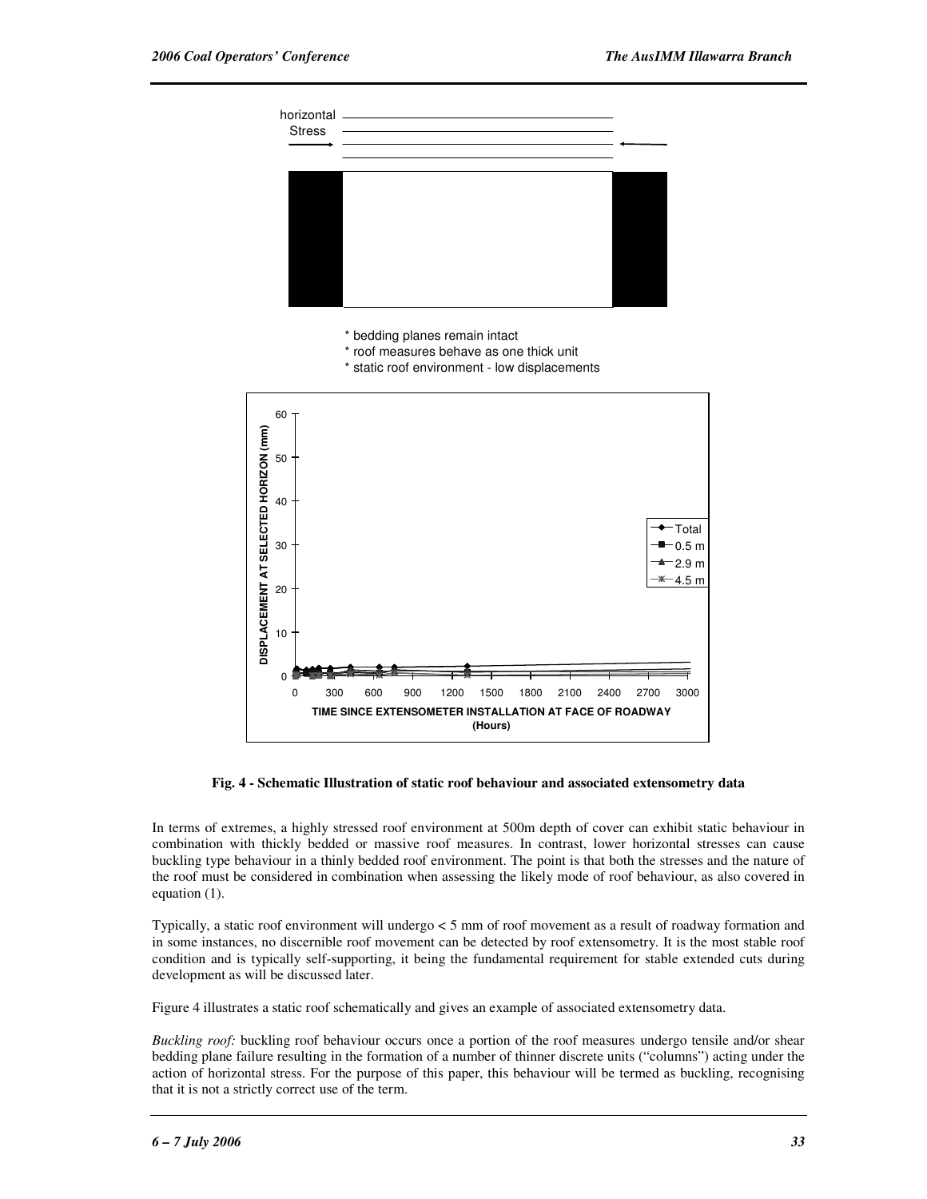horizontal Stress

* bedding planes remain intact
* roof measures behave as one thick unit
* static roof environment - low displacements

**Fig. 4 - Schematic Illustration of static roof behaviour and associated extensometry data**

In terms of extremes, a highly stressed roof environment at 500m depth of cover can exhibit static behaviour in combination with thickly bedded or massive roof measures. In contrast, lower horizontal stresses can cause buckling type behaviour in a thinly bedded roof environment. The point is that both the stresses and the nature of the roof must be considered in combination when assessing the likely mode of roof behaviour, as also covered in equation (1).

Typically, a static roof environment will undergo < 5 mm of roof movement as a result of roadway formation and in some instances, no discernible roof movement can be detected by roof extensometry. It is the most stable roof condition and is typically self-supporting, it being the fundamental requirement for stable extended cuts during development as will be discussed later.

Figure 4 illustrates a static roof schematically and gives an example of associated extensometry data.

*Buckling roof:* buckling roof behaviour occurs once a portion of the roof measures undergo tensile and/or shear bedding plane failure resulting in the formation of a number of thinner discrete units ("columns") acting under the action of horizontal stress. For the purpose of this paper, this behaviour will be termed as buckling, recognising that it is not a strictly correct use of the term.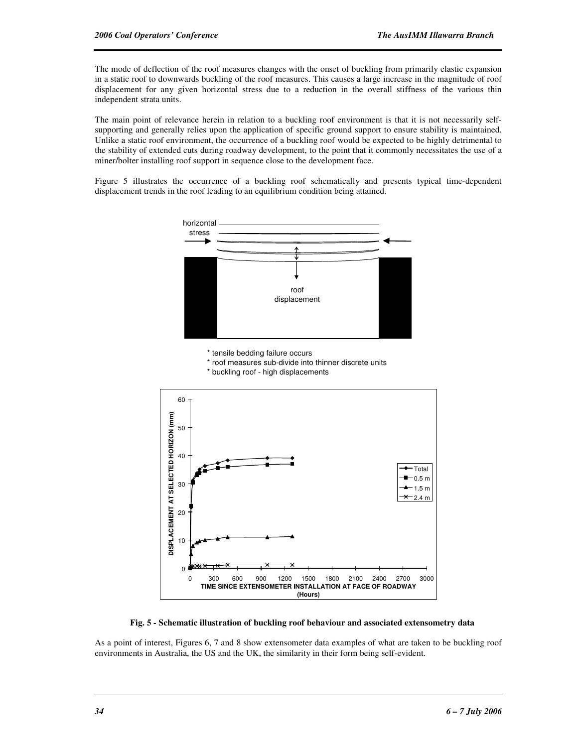The mode of deflection of the roof measures changes with the onset of buckling from primarily elastic expansion in a static roof to downwards buckling of the roof measures. This causes a large increase in the magnitude of roof displacement for any given horizontal stress due to a reduction in the overall stiffness of the various thin independent strata units.

The main point of relevance herein in relation to a buckling roof environment is that it is not necessarily self-supporting and generally relies upon the application of specific ground support to ensure stability is maintained. Unlike a static roof environment, the occurrence of a buckling roof would be expected to be highly detrimental to the stability of extended cuts during roadway development, to the point that it commonly necessitates the use of a miner/bolter installing roof support in sequence close to the development face.

Figure 5 illustrates the occurrence of a buckling roof schematically and presents typical time-dependent displacement trends in the roof leading to an equilibrium condition being attained.

horizontal stress

roof displacement

* tensile bedding failure occurs
* roof measures sub-divide into thinner discrete units
* buckling roof - high displacements

**Fig. 5 - Schematic illustration of buckling roof behaviour and associated extensometry data**

As a point of interest, Figures 6, 7 and 8 show extensometer data examples of what are taken to be buckling roof environments in Australia, the US and the UK, the similarity in their form being self-evident.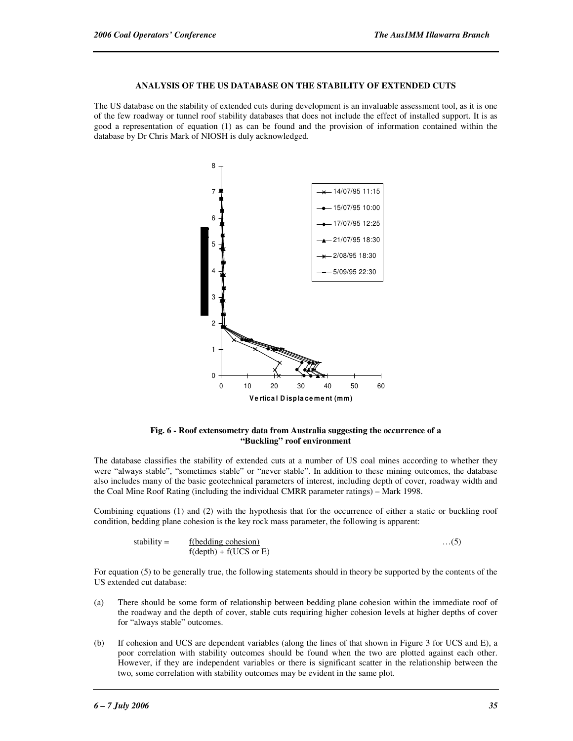## ANALYSIS OF THE US DATABASE ON THE STABILITY OF EXTENDED CUTS

The US database on the stability of extended cuts during development is an invaluable assessment tool, as it is one of the few roadway or tunnel roof stability databases that does not include the effect of installed support. It is as good a representation of equation (1) as can be found and the provision of information contained within the database by Dr Chris Mark of NIOSH is duly acknowledged.

**Fig. 6 - Roof extensometry data from Australia suggesting the occurrence of a "Buckling" roof environment**

The database classifies the stability of extended cuts at a number of US coal mines according to whether they were "always stable", "sometimes stable" or "never stable". In addition to these mining outcomes, the database also includes many of the basic geotechnical parameters of interest, including depth of cover, roadway width and the Coal Mine Roof Rating (including the individual CMRR parameter ratings) – Mark 1998.

Combining equations (1) and (2) with the hypothesis that for the occurrence of either a static or buckling roof condition, bedding plane cohesion is the key rock mass parameter, the following is apparent:

$$\text{stability} = \frac{f(\text{bedding cohesion})}{f(\text{depth}) + f(\text{UCS or E})} \qquad \ldots(5)$$

For equation (5) to be generally true, the following statements should in theory be supported by the contents of the US extended cut database:

(a) There should be some form of relationship between bedding plane cohesion within the immediate roof of the roadway and the depth of cover, stable cuts requiring higher cohesion levels at higher depths of cover for "always stable" outcomes.

(b) If cohesion and UCS are dependent variables (along the lines of that shown in Figure 3 for UCS and E), a poor correlation with stability outcomes should be found when the two are plotted against each other. However, if they are independent variables or there is significant scatter in the relationship between the two, some correlation with stability outcomes may be evident in the same plot.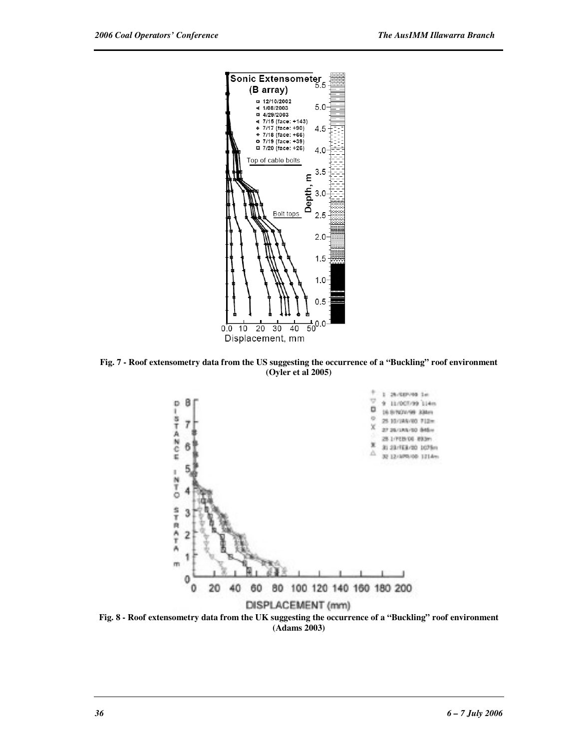**Fig. 7 - Roof extensometry data from the US suggesting the occurrence of a "Buckling" roof environment (Oyler et al 2005)**

**Fig. 8 - Roof extensometry data from the UK suggesting the occurrence of a "Buckling" roof environment (Adams 2003)**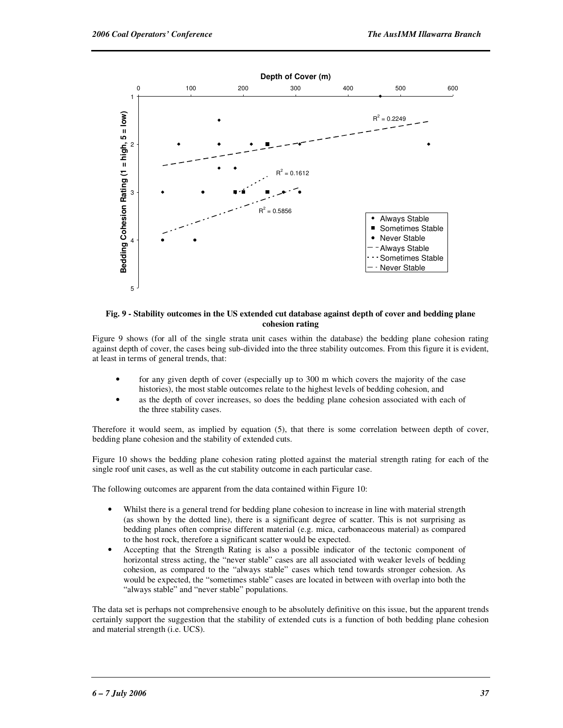**Fig. 9 - Stability outcomes in the US extended cut database against depth of cover and bedding plane cohesion rating**

Figure 9 shows (for all of the single strata unit cases within the database) the bedding plane cohesion rating against depth of cover, the cases being sub-divided into the three stability outcomes. From this figure it is evident, at least in terms of general trends, that:

- for any given depth of cover (especially up to 300 m which covers the majority of the case histories), the most stable outcomes relate to the highest levels of bedding cohesion, and
- as the depth of cover increases, so does the bedding plane cohesion associated with each of the three stability cases.

Therefore it would seem, as implied by equation (5), that there is some correlation between depth of cover, bedding plane cohesion and the stability of extended cuts.

Figure 10 shows the bedding plane cohesion rating plotted against the material strength rating for each of the single roof unit cases, as well as the cut stability outcome in each particular case.

The following outcomes are apparent from the data contained within Figure 10:

- Whilst there is a general trend for bedding plane cohesion to increase in line with material strength (as shown by the dotted line), there is a significant degree of scatter. This is not surprising as bedding planes often comprise different material (e.g. mica, carbonaceous material) as compared to the host rock, therefore a significant scatter would be expected.
- Accepting that the Strength Rating is also a possible indicator of the tectonic component of horizontal stress acting, the "never stable" cases are all associated with weaker levels of bedding cohesion, as compared to the "always stable" cases which tend towards stronger cohesion. As would be expected, the "sometimes stable" cases are located in between with overlap into both the "always stable" and "never stable" populations.

The data set is perhaps not comprehensive enough to be absolutely definitive on this issue, but the apparent trends certainly support the suggestion that the stability of extended cuts is a function of both bedding plane cohesion and material strength (i.e. UCS).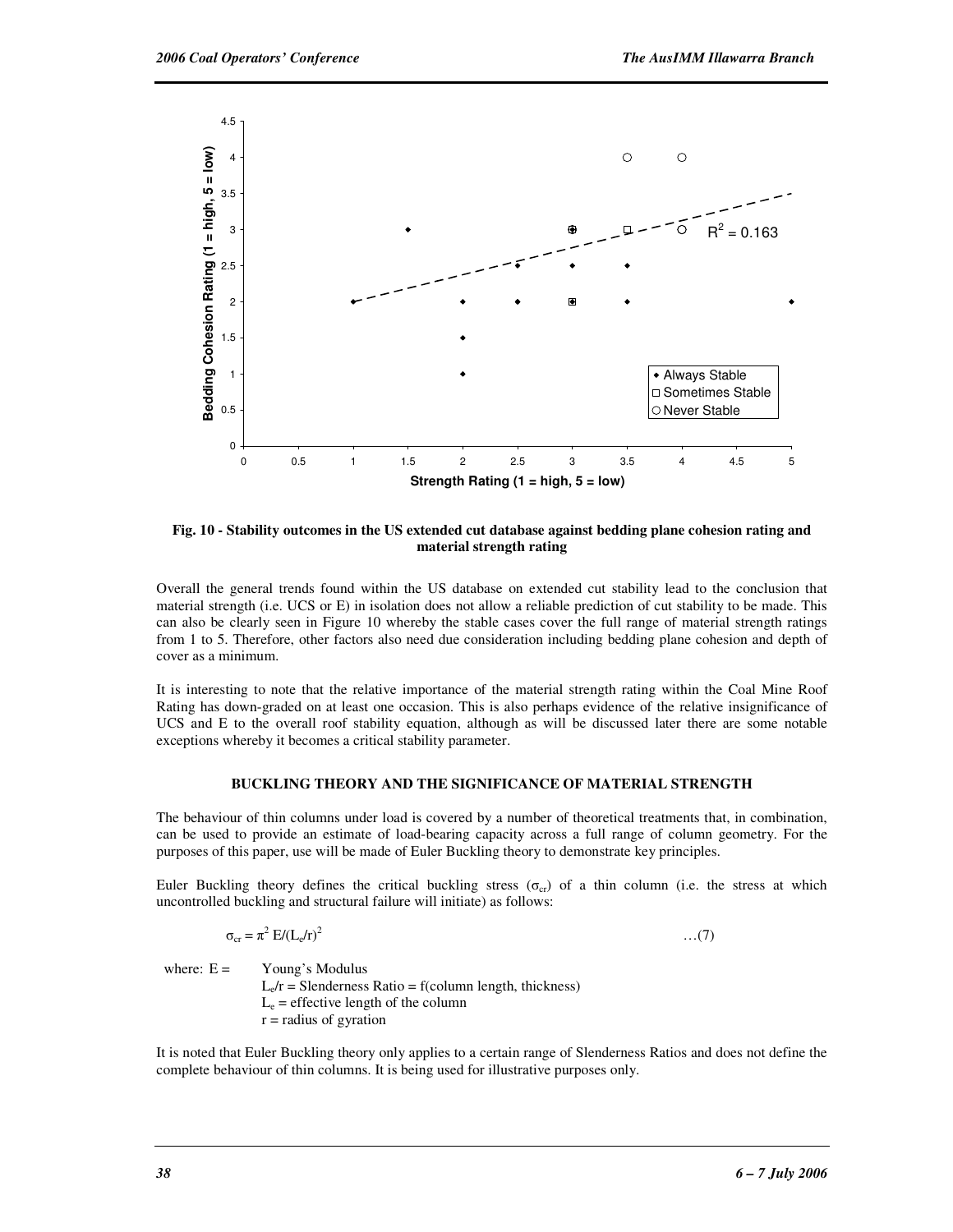Fig. 10 - Stability outcomes in the US extended cut database against bedding plane cohesion rating and material strength rating

Overall the general trends found within the US database on extended cut stability lead to the conclusion that material strength (i.e. UCS or E) in isolation does not allow a reliable prediction of cut stability to be made. This can also be clearly seen in Figure 10 whereby the stable cases cover the full range of material strength ratings from 1 to 5. Therefore, other factors also need due consideration including bedding plane cohesion and depth of cover as a minimum.

It is interesting to note that the relative importance of the material strength rating within the Coal Mine Roof Rating has down-graded on at least one occasion. This is also perhaps evidence of the relative insignificance of UCS and E to the overall roof stability equation, although as will be discussed later there are some notable exceptions whereby it becomes a critical stability parameter.

## BUCKLING THEORY AND THE SIGNIFICANCE OF MATERIAL STRENGTH

The behaviour of thin columns under load is covered by a number of theoretical treatments that, in combination, can be used to provide an estimate of load-bearing capacity across a full range of column geometry. For the purposes of this paper, use will be made of Euler Buckling theory to demonstrate key principles.

Euler Buckling theory defines the critical buckling stress ($\sigma_{cr}$) of a thin column (i.e. the stress at which uncontrolled buckling and structural failure will initiate) as follows:

$$\sigma_{cr} = \pi^2 E/(L_e/r)^2 \qquad \ldots(7)$$

where: $E$ = Young's Modulus
$L_e/r$ = Slenderness Ratio = f(column length, thickness)
$L_e$ = effective length of the column
$r$ = radius of gyration

It is noted that Euler Buckling theory only applies to a certain range of Slenderness Ratios and does not define the complete behaviour of thin columns. It is being used for illustrative purposes only.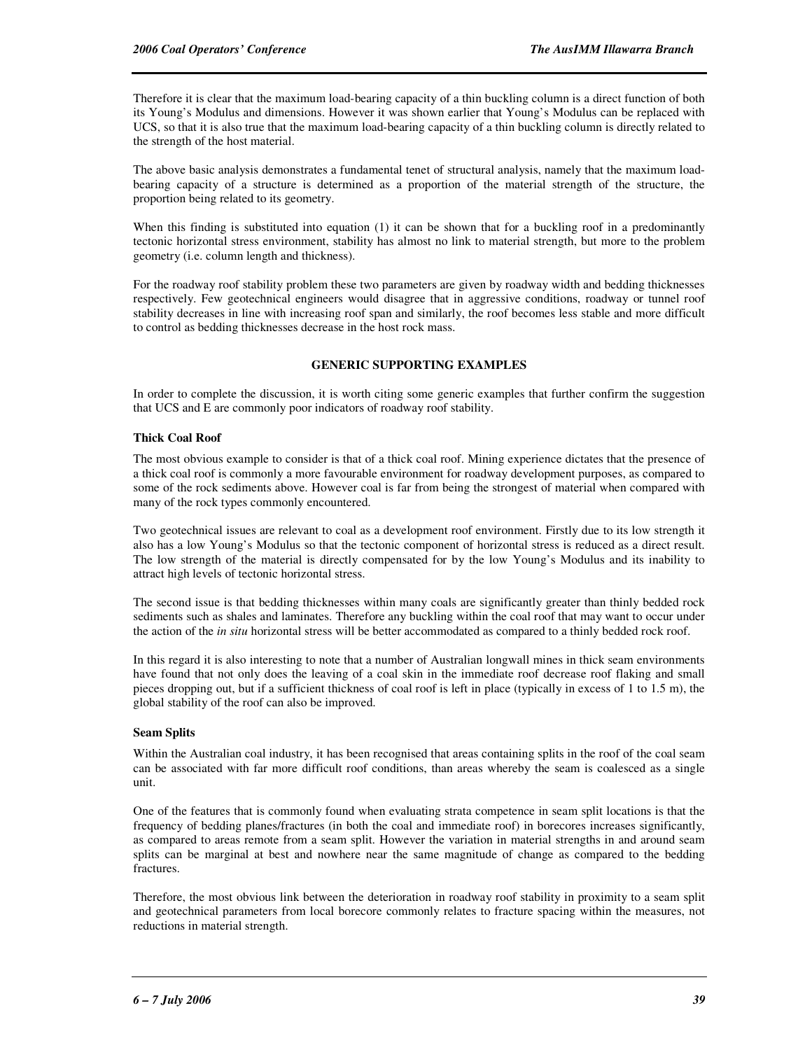Therefore it is clear that the maximum load-bearing capacity of a thin buckling column is a direct function of both its Young's Modulus and dimensions. However it was shown earlier that Young's Modulus can be replaced with UCS, so that it is also true that the maximum load-bearing capacity of a thin buckling column is directly related to the strength of the host material.

The above basic analysis demonstrates a fundamental tenet of structural analysis, namely that the maximum load-bearing capacity of a structure is determined as a proportion of the material strength of the structure, the proportion being related to its geometry.

When this finding is substituted into equation (1) it can be shown that for a buckling roof in a predominantly tectonic horizontal stress environment, stability has almost no link to material strength, but more to the problem geometry (i.e. column length and thickness).

For the roadway roof stability problem these two parameters are given by roadway width and bedding thicknesses respectively. Few geotechnical engineers would disagree that in aggressive conditions, roadway or tunnel roof stability decreases in line with increasing roof span and similarly, the roof becomes less stable and more difficult to control as bedding thicknesses decrease in the host rock mass.

## GENERIC SUPPORTING EXAMPLES

In order to complete the discussion, it is worth citing some generic examples that further confirm the suggestion that UCS and E are commonly poor indicators of roadway roof stability.

### Thick Coal Roof

The most obvious example to consider is that of a thick coal roof. Mining experience dictates that the presence of a thick coal roof is commonly a more favourable environment for roadway development purposes, as compared to some of the rock sediments above. However coal is far from being the strongest of material when compared with many of the rock types commonly encountered.

Two geotechnical issues are relevant to coal as a development roof environment. Firstly due to its low strength it also has a low Young's Modulus so that the tectonic component of horizontal stress is reduced as a direct result. The low strength of the material is directly compensated for by the low Young's Modulus and its inability to attract high levels of tectonic horizontal stress.

The second issue is that bedding thicknesses within many coals are significantly greater than thinly bedded rock sediments such as shales and laminates. Therefore any buckling within the coal roof that may want to occur under the action of the *in situ* horizontal stress will be better accommodated as compared to a thinly bedded rock roof.

In this regard it is also interesting to note that a number of Australian longwall mines in thick seam environments have found that not only does the leaving of a coal skin in the immediate roof decrease roof flaking and small pieces dropping out, but if a sufficient thickness of coal roof is left in place (typically in excess of 1 to 1.5 m), the global stability of the roof can also be improved.

### Seam Splits

Within the Australian coal industry, it has been recognised that areas containing splits in the roof of the coal seam can be associated with far more difficult roof conditions, than areas whereby the seam is coalesced as a single unit.

One of the features that is commonly found when evaluating strata competence in seam split locations is that the frequency of bedding planes/fractures (in both the coal and immediate roof) in borecores increases significantly, as compared to areas remote from a seam split. However the variation in material strengths in and around seam splits can be marginal at best and nowhere near the same magnitude of change as compared to the bedding fractures.

Therefore, the most obvious link between the deterioration in roadway roof stability in proximity to a seam split and geotechnical parameters from local borecore commonly relates to fracture spacing within the measures, not reductions in material strength.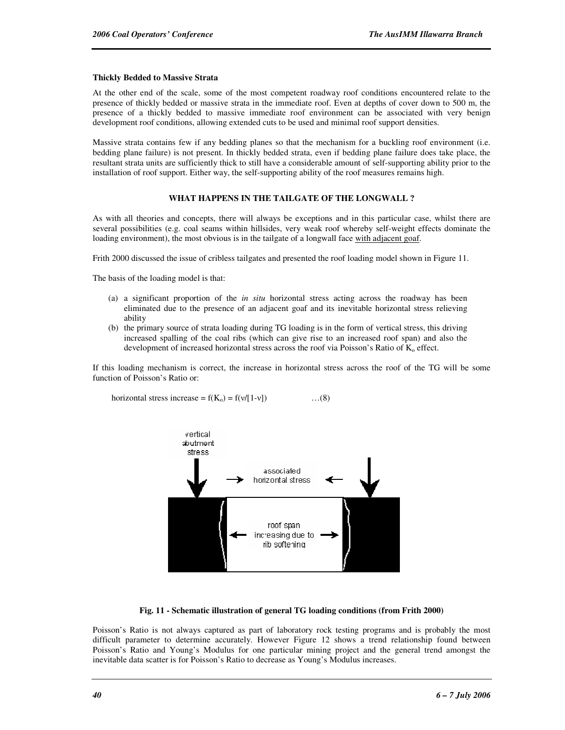### Thickly Bedded to Massive Strata

At the other end of the scale, some of the most competent roadway roof conditions encountered relate to the presence of thickly bedded or massive strata in the immediate roof. Even at depths of cover down to 500 m, the presence of a thickly bedded to massive immediate roof environment can be associated with very benign development roof conditions, allowing extended cuts to be used and minimal roof support densities.

Massive strata contains few if any bedding planes so that the mechanism for a buckling roof environment (i.e. bedding plane failure) is not present. In thickly bedded strata, even if bedding plane failure does take place, the resultant strata units are sufficiently thick to still have a considerable amount of self-supporting ability prior to the installation of roof support. Either way, the self-supporting ability of the roof measures remains high.

## WHAT HAPPENS IN THE TAILGATE OF THE LONGWALL ?

As with all theories and concepts, there will always be exceptions and in this particular case, whilst there are several possibilities (e.g. coal seams within hillsides, very weak roof whereby self-weight effects dominate the loading environment), the most obvious is in the tailgate of a longwall face <u>with adjacent goaf</u>.

Frith 2000 discussed the issue of cribless tailgates and presented the roof loading model shown in Figure 11.

The basis of the loading model is that:

(a) a significant proportion of the *in situ* horizontal stress acting across the roadway has been eliminated due to the presence of an adjacent goaf and its inevitable horizontal stress relieving ability

(b) the primary source of strata loading during TG loading is in the form of vertical stress, this driving increased spalling of the coal ribs (which can give rise to an increased roof span) and also the development of increased horizontal stress across the roof via Poisson's Ratio of $K_o$ effect.

If this loading mechanism is correct, the increase in horizontal stress across the roof of the TG will be some function of Poisson's Ratio or:

$$\text{horizontal stress increase} = f(K_o) = f(\nu/[1-\nu]) \qquad \ldots(8)$$

vertical abutment stress

associated horizontal stress

roof span increasing due to rib softening

**Fig. 11 - Schematic illustration of general TG loading conditions (from Frith 2000)**

Poisson's Ratio is not always captured as part of laboratory rock testing programs and is probably the most difficult parameter to determine accurately. However Figure 12 shows a trend relationship found between Poisson's Ratio and Young's Modulus for one particular mining project and the general trend amongst the inevitable data scatter is for Poisson's Ratio to decrease as Young's Modulus increases.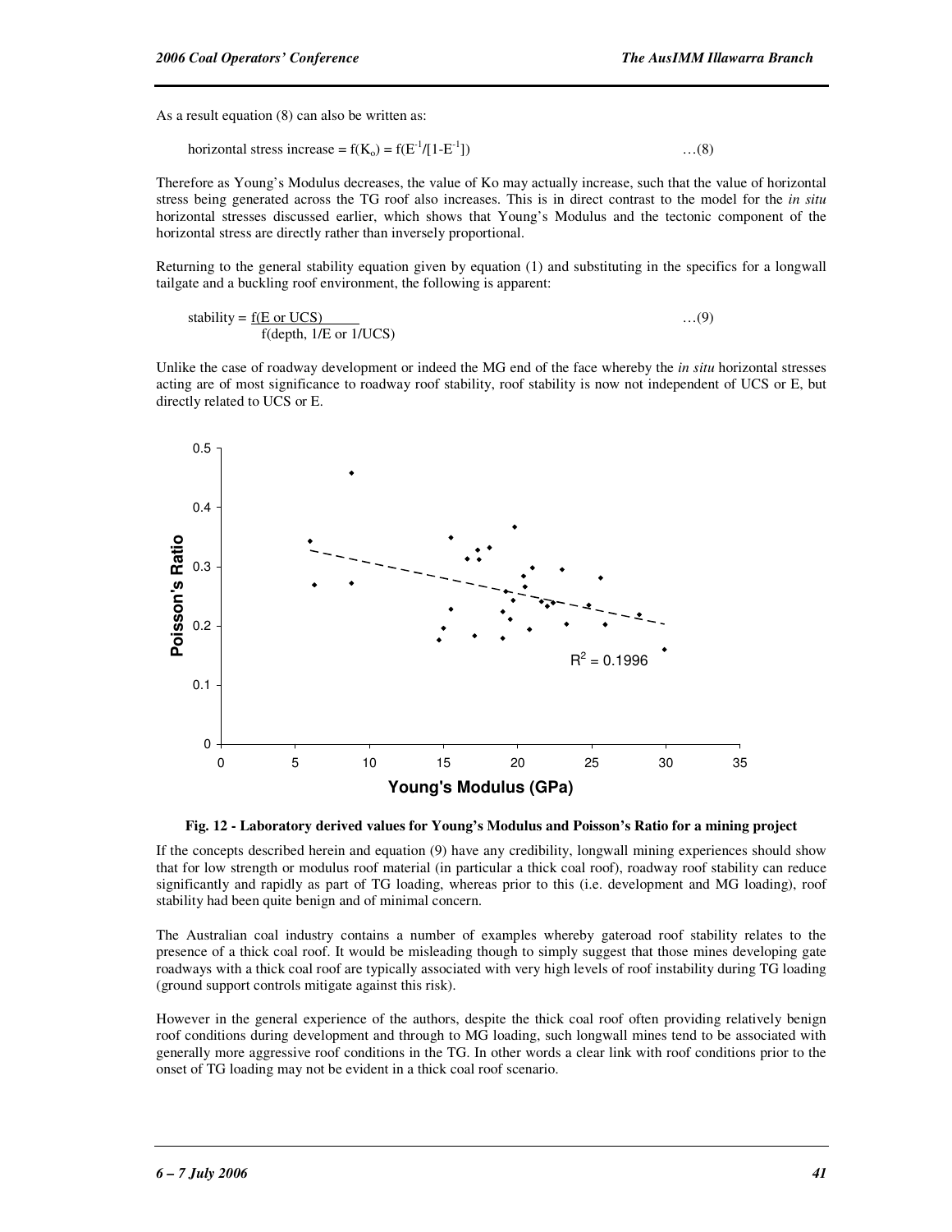As a result equation (8) can also be written as:

$$\text{horizontal stress increase} = f(K_o) = f(E^{-1}/[1-E^{-1}]) \qquad \ldots(8)$$

Therefore as Young's Modulus decreases, the value of Ko may actually increase, such that the value of horizontal stress being generated across the TG roof also increases. This is in direct contrast to the model for the *in situ* horizontal stresses discussed earlier, which shows that Young's Modulus and the tectonic component of the horizontal stress are directly rather than inversely proportional.

Returning to the general stability equation given by equation (1) and substituting in the specifics for a longwall tailgate and a buckling roof environment, the following is apparent:

$$\text{stability} = \frac{f(\text{E or UCS})}{f(\text{depth, 1/E or 1/UCS})} \qquad \ldots(9)$$

Unlike the case of roadway development or indeed the MG end of the face whereby the *in situ* horizontal stresses acting are of most significance to roadway roof stability, roof stability is now not independent of UCS or E, but directly related to UCS or E.

**Fig. 12 - Laboratory derived values for Young's Modulus and Poisson's Ratio for a mining project**

If the concepts described herein and equation (9) have any credibility, longwall mining experiences should show that for low strength or modulus roof material (in particular a thick coal roof), roadway roof stability can reduce significantly and rapidly as part of TG loading, whereas prior to this (i.e. development and MG loading), roof stability had been quite benign and of minimal concern.

The Australian coal industry contains a number of examples whereby gateroad roof stability relates to the presence of a thick coal roof. It would be misleading though to simply suggest that those mines developing gate roadways with a thick coal roof are typically associated with very high levels of roof instability during TG loading (ground support controls mitigate against this risk).

However in the general experience of the authors, despite the thick coal roof often providing relatively benign roof conditions during development and through to MG loading, such longwall mines tend to be associated with generally more aggressive roof conditions in the TG. In other words a clear link with roof conditions prior to the onset of TG loading may not be evident in a thick coal roof scenario.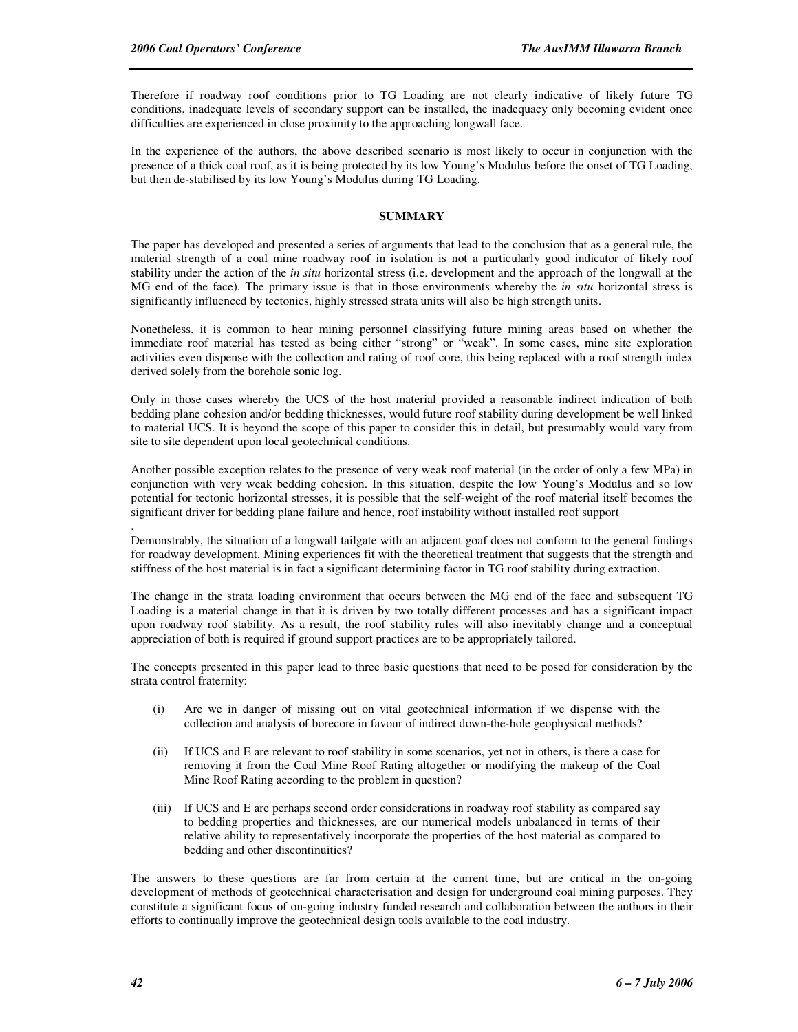Therefore if roadway roof conditions prior to TG Loading are not clearly indicative of likely future TG conditions, inadequate levels of secondary support can be installed, the inadequacy only becoming evident once difficulties are experienced in close proximity to the approaching longwall face.

In the experience of the authors, the above described scenario is most likely to occur in conjunction with the presence of a thick coal roof, as it is being protected by its low Young's Modulus before the onset of TG Loading, but then de-stabilised by its low Young's Modulus during TG Loading.

## SUMMARY

The paper has developed and presented a series of arguments that lead to the conclusion that as a general rule, the material strength of a coal mine roadway roof in isolation is not a particularly good indicator of likely roof stability under the action of the *in situ* horizontal stress (i.e. development and the approach of the longwall at the MG end of the face). The primary issue is that in those environments whereby the *in situ* horizontal stress is significantly influenced by tectonics, highly stressed strata units will also be high strength units.

Nonetheless, it is common to hear mining personnel classifying future mining areas based on whether the immediate roof material has tested as being either "strong" or "weak". In some cases, mine site exploration activities even dispense with the collection and rating of roof core, this being replaced with a roof strength index derived solely from the borehole sonic log.

Only in those cases whereby the UCS of the host material provided a reasonable indirect indication of both bedding plane cohesion and/or bedding thicknesses, would future roof stability during development be well linked to material UCS. It is beyond the scope of this paper to consider this in detail, but presumably would vary from site to site dependent upon local geotechnical conditions.

Another possible exception relates to the presence of very weak roof material (in the order of only a few MPa) in conjunction with very weak bedding cohesion. In this situation, despite the low Young's Modulus and so low potential for tectonic horizontal stresses, it is possible that the self-weight of the roof material itself becomes the significant driver for bedding plane failure and hence, roof instability without installed roof support.

Demonstrably, the situation of a longwall tailgate with an adjacent goaf does not conform to the general findings for roadway development. Mining experiences fit with the theoretical treatment that suggests that the strength and stiffness of the host material is in fact a significant determining factor in TG roof stability during extraction.

The change in the strata loading environment that occurs between the MG end of the face and subsequent TG Loading is a material change in that it is driven by two totally different processes and has a significant impact upon roadway roof stability. As a result, the roof stability rules will also inevitably change and a conceptual appreciation of both is required if ground support practices are to be appropriately tailored.

The concepts presented in this paper lead to three basic questions that need to be posed for consideration by the strata control fraternity:

(i) Are we in danger of missing out on vital geotechnical information if we dispense with the collection and analysis of borecore in favour of indirect down-the-hole geophysical methods?

(ii) If UCS and E are relevant to roof stability in some scenarios, yet not in others, is there a case for removing it from the Coal Mine Roof Rating altogether or modifying the makeup of the Coal Mine Roof Rating according to the problem in question?

(iii) If UCS and E are perhaps second order considerations in roadway roof stability as compared say to bedding properties and thicknesses, are our numerical models unbalanced in terms of their relative ability to representatively incorporate the properties of the host material as compared to bedding and other discontinuities?

The answers to these questions are far from certain at the current time, but are critical in the on-going development of methods of geotechnical characterisation and design for underground coal mining purposes. They constitute a significant focus of on-going industry funded research and collaboration between the authors in their efforts to continually improve the geotechnical design tools available to the coal industry.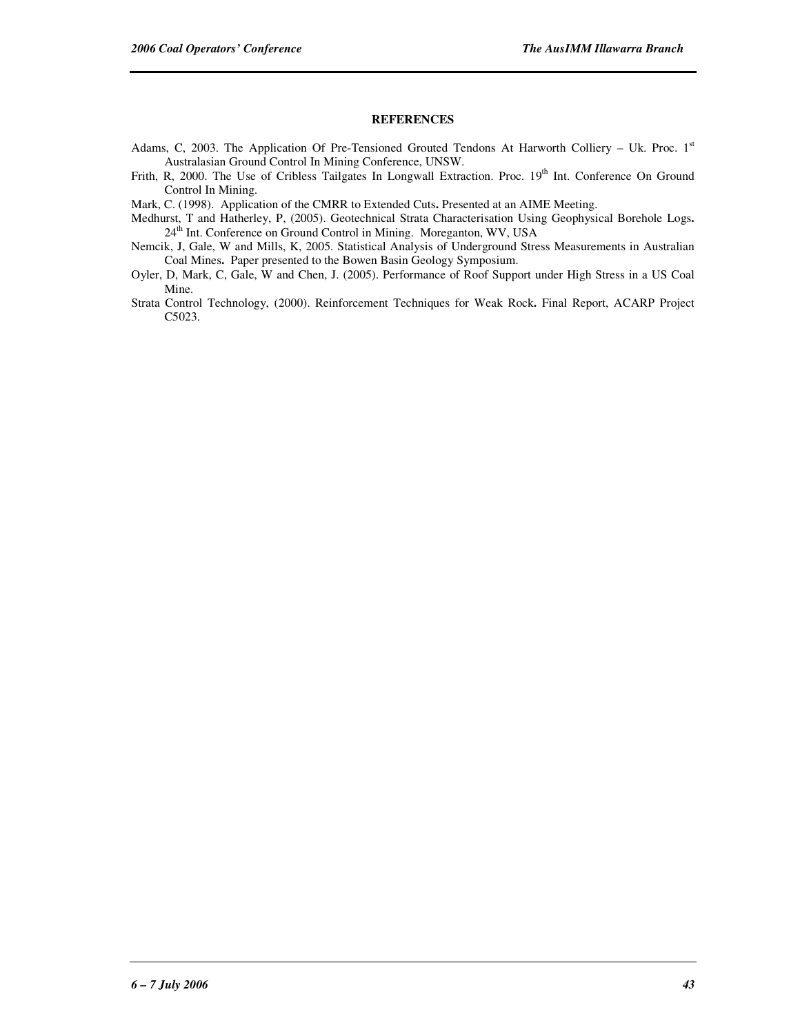**REFERENCES**

Adams, C, 2003. The Application Of Pre-Tensioned Grouted Tendons At Harworth Colliery – Uk. Proc. 1st Australasian Ground Control In Mining Conference, UNSW.

Frith, R, 2000. The Use of Cribless Tailgates In Longwall Extraction. Proc. 19th Int. Conference On Ground Control In Mining.

Mark, C. (1998). Application of the CMRR to Extended Cuts**.** Presented at an AIME Meeting.

Medhurst, T and Hatherley, P, (2005). Geotechnical Strata Characterisation Using Geophysical Borehole Logs**.** 24th Int. Conference on Ground Control in Mining. Moreganton, WV, USA

Nemcik, J, Gale, W and Mills, K, 2005. Statistical Analysis of Underground Stress Measurements in Australian Coal Mines**.** Paper presented to the Bowen Basin Geology Symposium.

Oyler, D, Mark, C, Gale, W and Chen, J. (2005). Performance of Roof Support under High Stress in a US Coal Mine.

Strata Control Technology, (2000). Reinforcement Techniques for Weak Rock**.** Final Report, ACARP Project C5023.